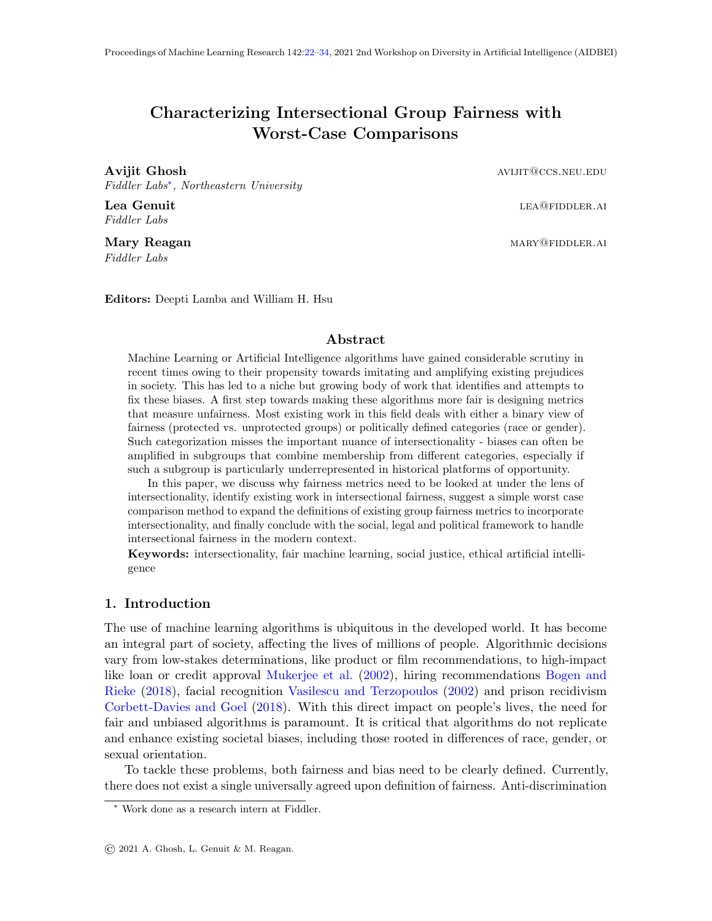# Characterizing Intersectional Group Fairness with Worst-Case Comparisons

**Avijit Ghosh** AVIJIT@CCS.NEU.EDU
*Fiddler Labs*[*], *Northeastern University*

**Lea Genuit** LEA@FIDDLER.AI
*Fiddler Labs*

**Mary Reagan** MARY@FIDDLER.AI
*Fiddler Labs*

**Editors:** Deepti Lamba and William H. Hsu

## Abstract

Machine Learning or Artificial Intelligence algorithms have gained considerable scrutiny in recent times owing to their propensity towards imitating and amplifying existing prejudices in society. This has led to a niche but growing body of work that identifies and attempts to fix these biases. A first step towards making these algorithms more fair is designing metrics that measure unfairness. Most existing work in this field deals with either a binary view of fairness (protected vs. unprotected groups) or politically defined categories (race or gender). Such categorization misses the important nuance of intersectionality - biases can often be amplified in subgroups that combine membership from different categories, especially if such a subgroup is particularly underrepresented in historical platforms of opportunity.

In this paper, we discuss why fairness metrics need to be looked at under the lens of intersectionality, identify existing work in intersectional fairness, suggest a simple worst case comparison method to expand the definitions of existing group fairness metrics to incorporate intersectionality, and finally conclude with the social, legal and political framework to handle intersectional fairness in the modern context.

**Keywords:** intersectionality, fair machine learning, social justice, ethical artificial intelligence

## 1. Introduction

The use of machine learning algorithms is ubiquitous in the developed world. It has become an integral part of society, affecting the lives of millions of people. Algorithmic decisions vary from low-stakes determinations, like product or film recommendations, to high-impact like loan or credit approval Mukerjee et al. (2002), hiring recommendations Bogen and Rieke (2018), facial recognition Vasilescu and Terzopoulos (2002) and prison recidivism Corbett-Davies and Goel (2018). With this direct impact on people's lives, the need for fair and unbiased algorithms is paramount. It is critical that algorithms do not replicate and enhance existing societal biases, including those rooted in differences of race, gender, or sexual orientation.

To tackle these problems, both fairness and bias need to be clearly defined. Currently, there does not exist a single universally agreed upon definition of fairness. Anti-discrimination

[*] Work done as a research intern at Fiddler.

© 2021 A. Ghosh, L. Genuit & M. Reagan.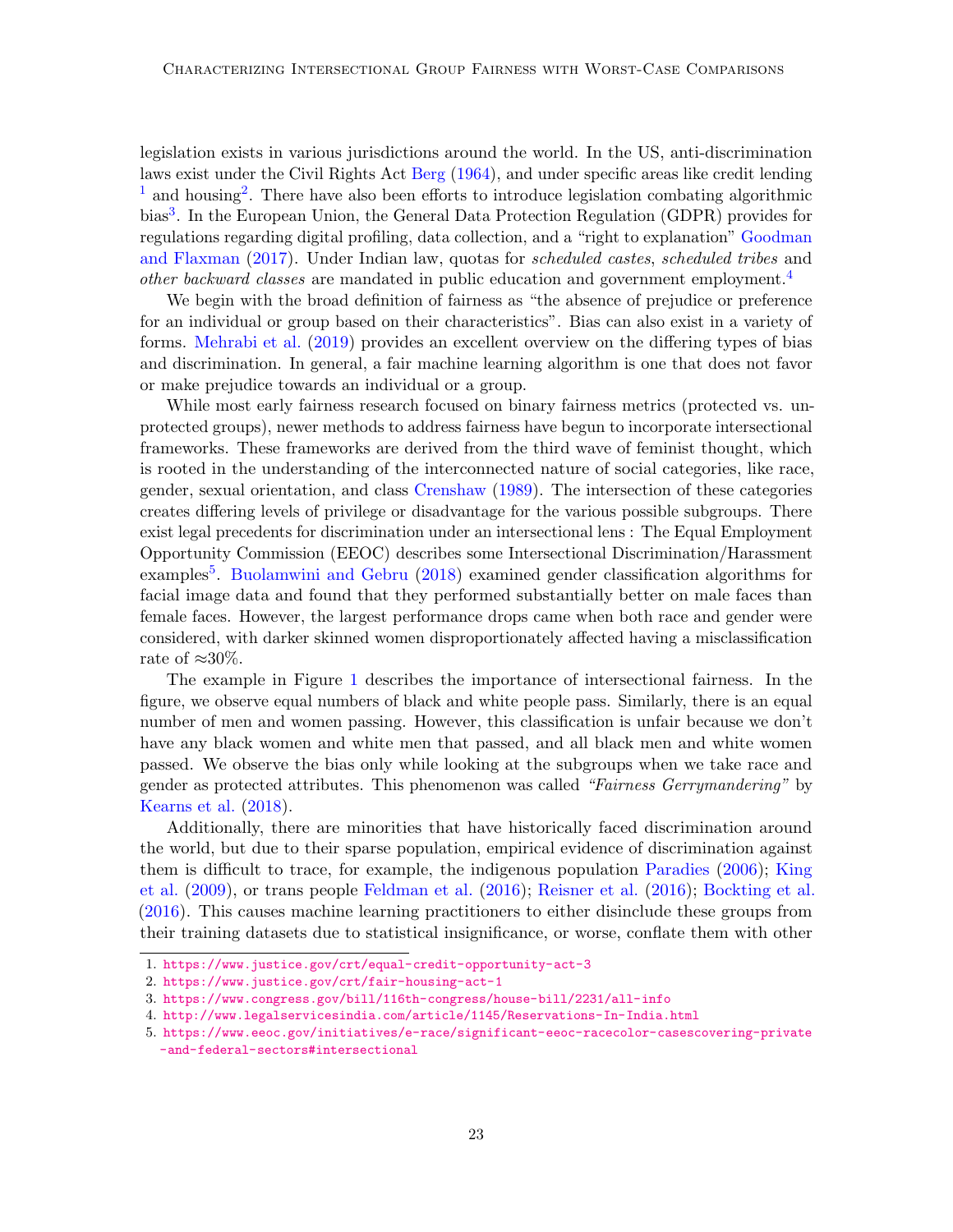legislation exists in various jurisdictions around the world. In the US, anti-discrimination laws exist under the Civil Rights Act Berg (1964), and under specific areas like credit lending [1] and housing[2]. There have also been efforts to introduce legislation combating algorithmic bias[3]. In the European Union, the General Data Protection Regulation (GDPR) provides for regulations regarding digital profiling, data collection, and a "right to explanation" Goodman and Flaxman (2017). Under Indian law, quotas for *scheduled castes*, *scheduled tribes* and *other backward classes* are mandated in public education and government employment.[4]

We begin with the broad definition of fairness as "the absence of prejudice or preference for an individual or group based on their characteristics". Bias can also exist in a variety of forms. Mehrabi et al. (2019) provides an excellent overview on the differing types of bias and discrimination. In general, a fair machine learning algorithm is one that does not favor or make prejudice towards an individual or a group.

While most early fairness research focused on binary fairness metrics (protected vs. unprotected groups), newer methods to address fairness have begun to incorporate intersectional frameworks. These frameworks are derived from the third wave of feminist thought, which is rooted in the understanding of the interconnected nature of social categories, like race, gender, sexual orientation, and class Crenshaw (1989). The intersection of these categories creates differing levels of privilege or disadvantage for the various possible subgroups. There exist legal precedents for discrimination under an intersectional lens : The Equal Employment Opportunity Commission (EEOC) describes some Intersectional Discrimination/Harassment examples[5]. Buolamwini and Gebru (2018) examined gender classification algorithms for facial image data and found that they performed substantially better on male faces than female faces. However, the largest performance drops came when both race and gender were considered, with darker skinned women disproportionately affected having a misclassification rate of $\approx$30%.

The example in Figure 1 describes the importance of intersectional fairness. In the figure, we observe equal numbers of black and white people pass. Similarly, there is an equal number of men and women passing. However, this classification is unfair because we don't have any black women and white men that passed, and all black men and white women passed. We observe the bias only while looking at the subgroups when we take race and gender as protected attributes. This phenomenon was called *"Fairness Gerrymandering"* by Kearns et al. (2018).

Additionally, there are minorities that have historically faced discrimination around the world, but due to their sparse population, empirical evidence of discrimination against them is difficult to trace, for example, the indigenous population Paradies (2006); King et al. (2009), or trans people Feldman et al. (2016); Reisner et al. (2016); Bockting et al. (2016). This causes machine learning practitioners to either disinclude these groups from their training datasets due to statistical insignificance, or worse, conflate them with other

1. https://www.justice.gov/crt/equal-credit-opportunity-act-3
2. https://www.justice.gov/crt/fair-housing-act-1
3. https://www.congress.gov/bill/116th-congress/house-bill/2231/all-info
4. http://www.legalservicesindia.com/article/1145/Reservations-In-India.html
5. https://www.eeoc.gov/initiatives/e-race/significant-eeoc-racecolor-casescovering-private-and-federal-sectors#intersectional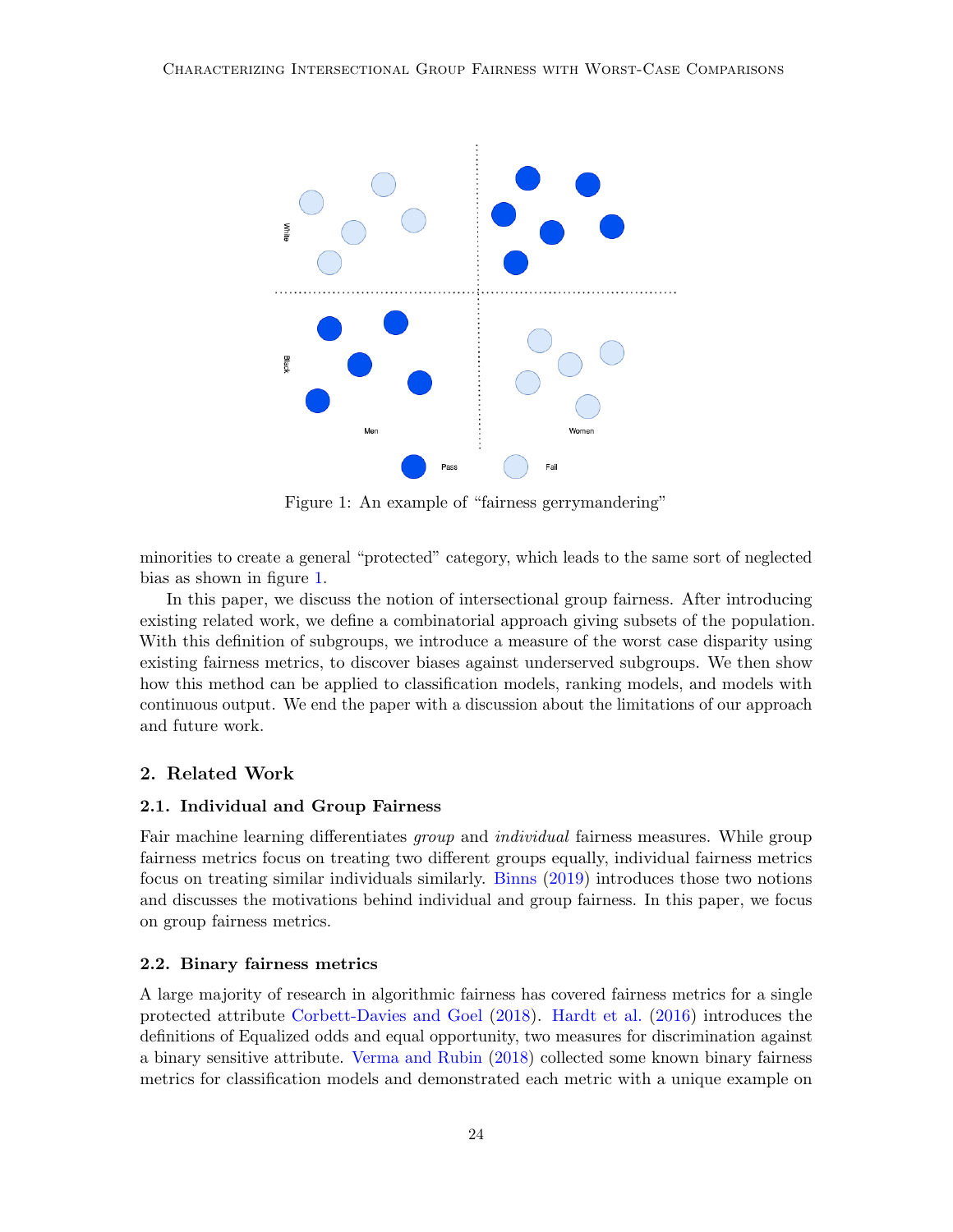Figure 1: An example of "fairness gerrymandering"

minorities to create a general "protected" category, which leads to the same sort of neglected bias as shown in figure 1.

In this paper, we discuss the notion of intersectional group fairness. After introducing existing related work, we define a combinatorial approach giving subsets of the population. With this definition of subgroups, we introduce a measure of the worst case disparity using existing fairness metrics, to discover biases against underserved subgroups. We then show how this method can be applied to classification models, ranking models, and models with continuous output. We end the paper with a discussion about the limitations of our approach and future work.

## 2. Related Work

### 2.1. Individual and Group Fairness

Fair machine learning differentiates *group* and *individual* fairness measures. While group fairness metrics focus on treating two different groups equally, individual fairness metrics focus on treating similar individuals similarly. Binns (2019) introduces those two notions and discusses the motivations behind individual and group fairness. In this paper, we focus on group fairness metrics.

### 2.2. Binary fairness metrics

A large majority of research in algorithmic fairness has covered fairness metrics for a single protected attribute Corbett-Davies and Goel (2018). Hardt et al. (2016) introduces the definitions of Equalized odds and equal opportunity, two measures for discrimination against a binary sensitive attribute. Verma and Rubin (2018) collected some known binary fairness metrics for classification models and demonstrated each metric with a unique example on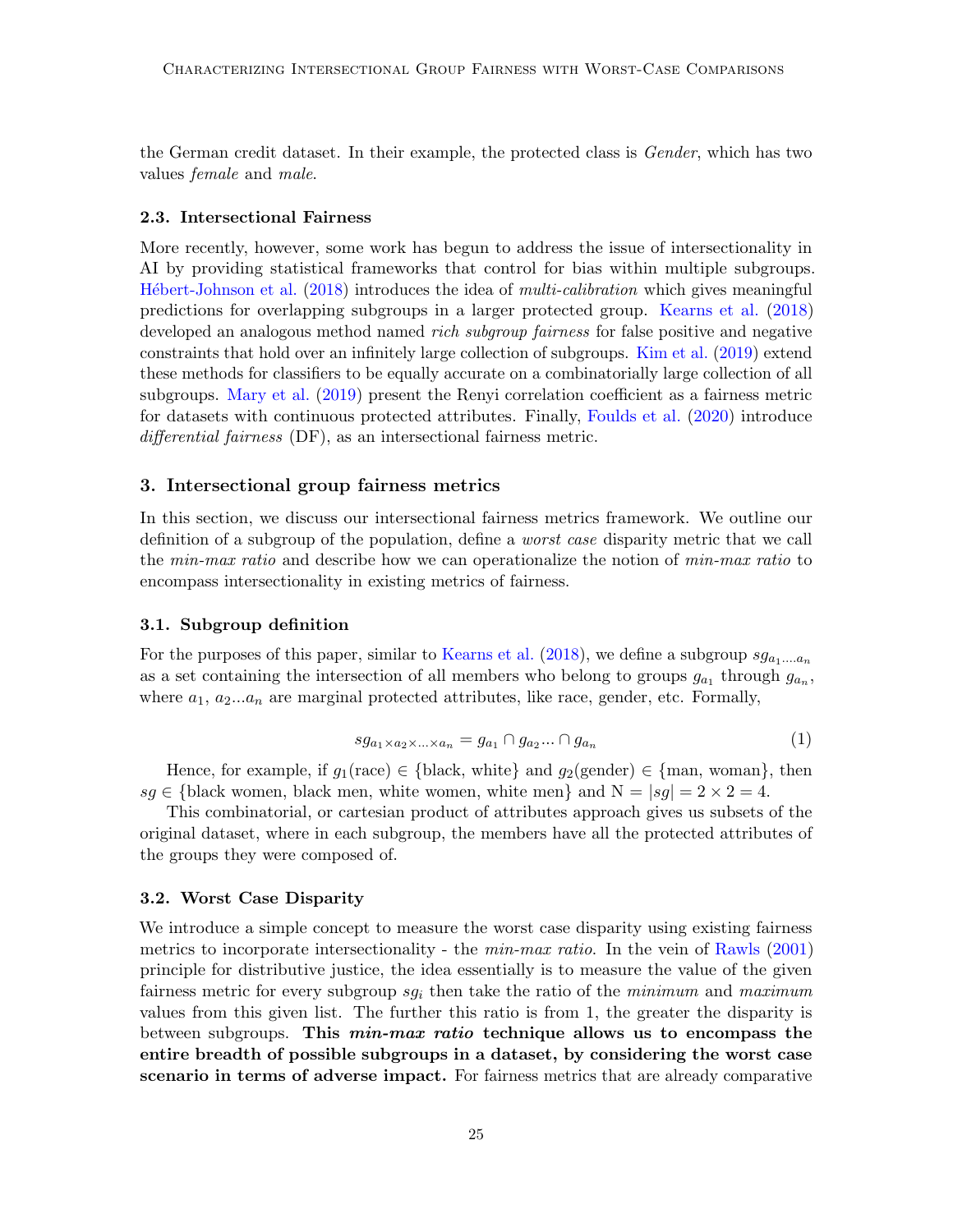the German credit dataset. In their example, the protected class is *Gender*, which has two values *female* and *male*.

### 2.3. Intersectional Fairness

More recently, however, some work has begun to address the issue of intersectionality in AI by providing statistical frameworks that control for bias within multiple subgroups. Hébert-Johnson et al. (2018) introduces the idea of *multi-calibration* which gives meaningful predictions for overlapping subgroups in a larger protected group. Kearns et al. (2018) developed an analogous method named *rich subgroup fairness* for false positive and negative constraints that hold over an infinitely large collection of subgroups. Kim et al. (2019) extend these methods for classifiers to be equally accurate on a combinatorially large collection of all subgroups. Mary et al. (2019) present the Renyi correlation coefficient as a fairness metric for datasets with continuous protected attributes. Finally, Foulds et al. (2020) introduce *differential fairness* (DF), as an intersectional fairness metric.

## 3. Intersectional group fairness metrics

In this section, we discuss our intersectional fairness metrics framework. We outline our definition of a subgroup of the population, define a *worst case* disparity metric that we call the *min-max ratio* and describe how we can operationalize the notion of *min-max ratio* to encompass intersectionality in existing metrics of fairness.

### 3.1. Subgroup definition

For the purposes of this paper, similar to Kearns et al. (2018), we define a subgroup $sg_{a_1,...a_n}$ as a set containing the intersection of all members who belong to groups $g_{a_1}$ through $g_{a_n}$, where $a_1$, $a_2 ... a_n$ are marginal protected attributes, like race, gender, etc. Formally,

$$sg_{a_1 \times a_2 \times ... \times a_n} = g_{a_1} \cap g_{a_2} ... \cap g_{a_n} \tag{1}$$

Hence, for example, if $g_1(\text{race}) \in$ {black, white} and $g_2(\text{gender}) \in$ {man, woman}, then $sg \in$ {black women, black men, white women, white men} and $N = |sg| = 2 \times 2 = 4$.

This combinatorial, or cartesian product of attributes approach gives us subsets of the original dataset, where in each subgroup, the members have all the protected attributes of the groups they were composed of.

### 3.2. Worst Case Disparity

We introduce a simple concept to measure the worst case disparity using existing fairness metrics to incorporate intersectionality - the *min-max ratio*. In the vein of Rawls (2001) principle for distributive justice, the idea essentially is to measure the value of the given fairness metric for every subgroup $sg_i$ then take the ratio of the *minimum* and *maximum* values from this given list. The further this ratio is from 1, the greater the disparity is between subgroups. **This *min-max ratio* technique allows us to encompass the entire breadth of possible subgroups in a dataset, by considering the worst case scenario in terms of adverse impact.** For fairness metrics that are already comparative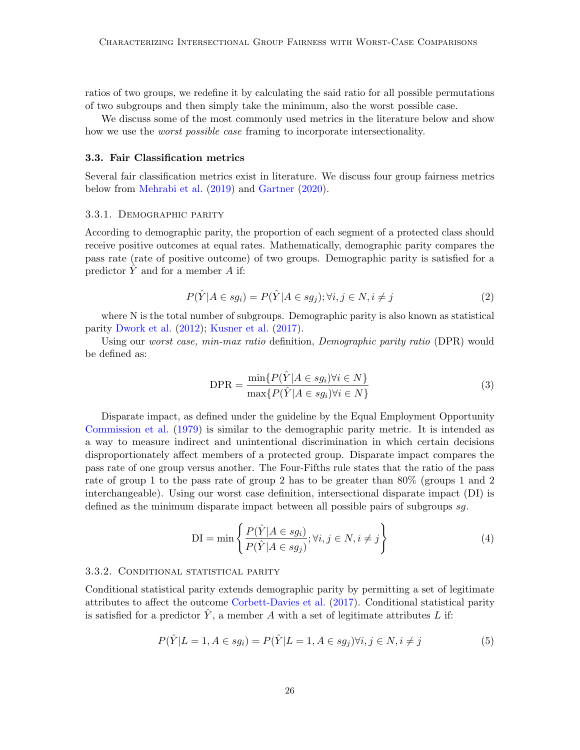ratios of two groups, we redefine it by calculating the said ratio for all possible permutations of two subgroups and then simply take the minimum, also the worst possible case.

We discuss some of the most commonly used metrics in the literature below and show how we use the *worst possible case* framing to incorporate intersectionality.

### 3.3. Fair Classification metrics

Several fair classification metrics exist in literature. We discuss four group fairness metrics below from Mehrabi et al. (2019) and Gartner (2020).

#### 3.3.1. Demographic parity

According to demographic parity, the proportion of each segment of a protected class should receive positive outcomes at equal rates. Mathematically, demographic parity compares the pass rate (rate of positive outcome) of two groups. Demographic parity is satisfied for a predictor $\hat{Y}$ and for a member $A$ if:

$$P(\hat{Y}|A \in sg_i) = P(\hat{Y}|A \in sg_j); \forall i, j \in N, i \neq j \tag{2}$$

where N is the total number of subgroups. Demographic parity is also known as statistical parity Dwork et al. (2012); Kusner et al. (2017).

Using our *worst case, min-max ratio* definition, *Demographic parity ratio* (DPR) would be defined as:

$$\text{DPR} = \frac{\min\{P(\hat{Y}|A \in sg_i) \forall i \in N\}}{\max\{P(\hat{Y}|A \in sg_i) \forall i \in N\}} \tag{3}$$

Disparate impact, as defined under the guideline by the Equal Employment Opportunity Commission et al. (1979) is similar to the demographic parity metric. It is intended as a way to measure indirect and unintentional discrimination in which certain decisions disproportionately affect members of a protected group. Disparate impact compares the pass rate of one group versus another. The Four-Fifths rule states that the ratio of the pass rate of group 1 to the pass rate of group 2 has to be greater than 80% (groups 1 and 2 interchangeable). Using our worst case definition, intersectional disparate impact (DI) is defined as the minimum disparate impact between all possible pairs of subgroups $sg$.

$$\text{DI} = \min\left\{\frac{P(\hat{Y}|A \in sg_i)}{P(\hat{Y}|A \in sg_j)}; \forall i, j \in N, i \neq j\right\} \tag{4}$$

#### 3.3.2. Conditional statistical parity

Conditional statistical parity extends demographic parity by permitting a set of legitimate attributes to affect the outcome Corbett-Davies et al. (2017). Conditional statistical parity is satisfied for a predictor $\hat{Y}$, a member $A$ with a set of legitimate attributes $L$ if:

$$P(\hat{Y}|L = 1, A \in sg_i) = P(\hat{Y}|L = 1, A \in sg_j) \forall i, j \in N, i \neq j \tag{5}$$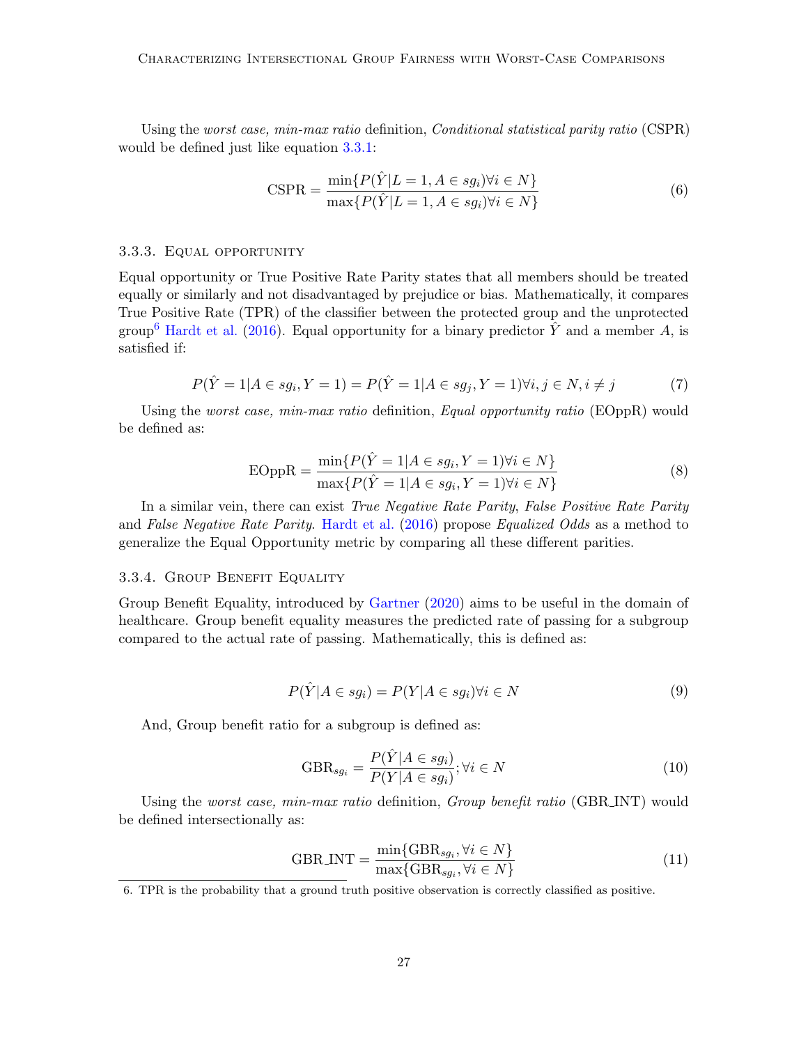Using the *worst case, min-max ratio* definition, *Conditional statistical parity ratio* (CSPR) would be defined just like equation 3.3.1:

$$\text{CSPR} = \frac{\min\{P(\hat{Y}|L=1, A \in sg_i)\forall i \in N\}}{\max\{P(\hat{Y}|L=1, A \in sg_i)\forall i \in N\}} \tag{6}$$

### 3.3.3. Equal opportunity

Equal opportunity or True Positive Rate Parity states that all members should be treated equally or similarly and not disadvantaged by prejudice or bias. Mathematically, it compares True Positive Rate (TPR) of the classifier between the protected group and the unprotected group[6] Hardt et al. (2016). Equal opportunity for a binary predictor $\hat{Y}$ and a member $A$, is satisfied if:

$$P(\hat{Y}=1|A \in sg_i, Y=1) = P(\hat{Y}=1|A \in sg_j, Y=1)\forall i, j \in N, i \neq j \tag{7}$$

Using the *worst case, min-max ratio* definition, *Equal opportunity ratio* (EOppR) would be defined as:

$$\text{EOppR} = \frac{\min\{P(\hat{Y}=1|A \in sg_i, Y=1)\forall i \in N\}}{\max\{P(\hat{Y}=1|A \in sg_i, Y=1)\forall i \in N\}} \tag{8}$$

In a similar vein, there can exist *True Negative Rate Parity*, *False Positive Rate Parity* and *False Negative Rate Parity*. Hardt et al. (2016) propose *Equalized Odds* as a method to generalize the Equal Opportunity metric by comparing all these different parities.

### 3.3.4. Group Benefit Equality

Group Benefit Equality, introduced by Gartner (2020) aims to be useful in the domain of healthcare. Group benefit equality measures the predicted rate of passing for a subgroup compared to the actual rate of passing. Mathematically, this is defined as:

$$P(\hat{Y}|A \in sg_i) = P(Y|A \in sg_i)\forall i \in N \tag{9}$$

And, Group benefit ratio for a subgroup is defined as:

$$\text{GBR}_{sg_i} = \frac{P(\hat{Y}|A \in sg_i)}{P(Y|A \in sg_i)}; \forall i \in N \tag{10}$$

Using the *worst case, min-max ratio* definition, *Group benefit ratio* (GBR_INT) would be defined intersectionally as:

$$\text{GBR\_INT} = \frac{\min\{\text{GBR}_{sg_i}, \forall i \in N\}}{\max\{\text{GBR}_{sg_i}, \forall i \in N\}} \tag{11}$$

6. TPR is the probability that a ground truth positive observation is correctly classified as positive.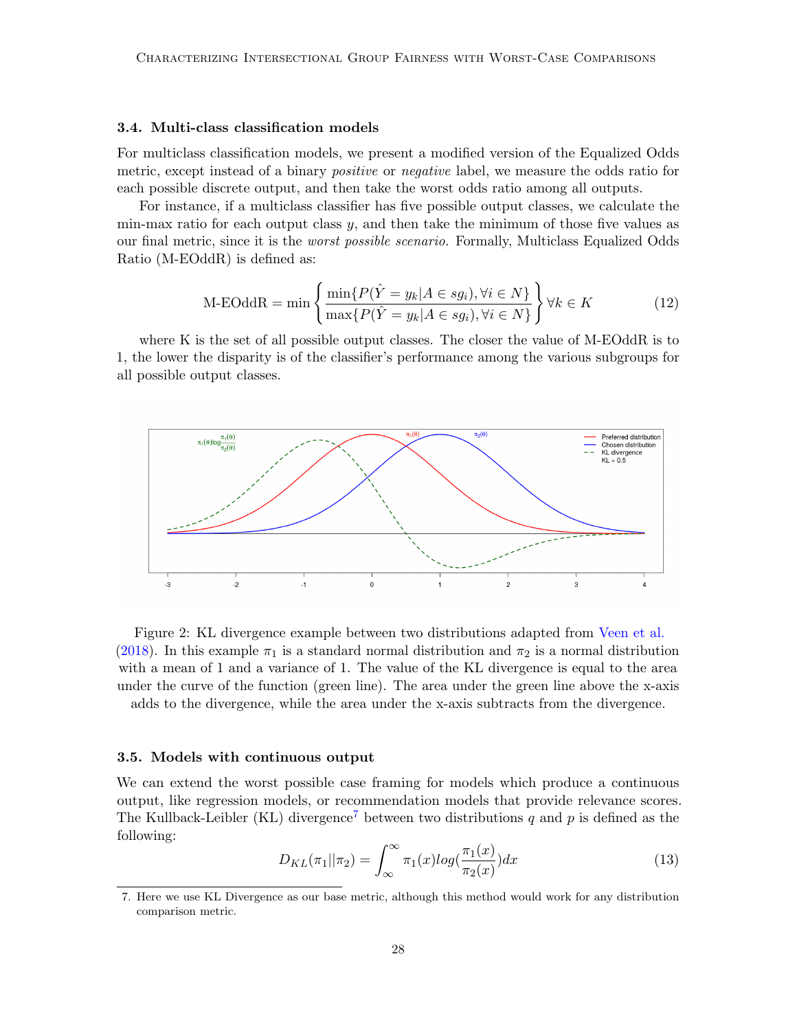### 3.4. Multi-class classification models

For multiclass classification models, we present a modified version of the Equalized Odds metric, except instead of a binary *positive* or *negative* label, we measure the odds ratio for each possible discrete output, and then take the worst odds ratio among all outputs.

For instance, if a multiclass classifier has five possible output classes, we calculate the min-max ratio for each output class $y$, and then take the minimum of those five values as our final metric, since it is the *worst possible scenario*. Formally, Multiclass Equalized Odds Ratio (M-EOddR) is defined as:

$$\text{M-EOddR} = \min \left\{ \frac{\min\{P(\hat{Y} = y_k | A \in sg_i), \forall i \in N\}}{\max\{P(\hat{Y} = y_k | A \in sg_i), \forall i \in N\}} \right\} \forall k \in K \tag{12}$$

where K is the set of all possible output classes. The closer the value of M-EOddR is to 1, the lower the disparity is of the classifier's performance among the various subgroups for all possible output classes.

Figure 2: KL divergence example between two distributions adapted from Veen et al. (2018). In this example $\pi_1$ is a standard normal distribution and $\pi_2$ is a normal distribution with a mean of 1 and a variance of 1. The value of the KL divergence is equal to the area under the curve of the function (green line). The area under the green line above the x-axis adds to the divergence, while the area under the x-axis subtracts from the divergence.

### 3.5. Models with continuous output

We can extend the worst possible case framing for models which produce a continuous output, like regression models, or recommendation models that provide relevance scores. The Kullback-Leibler (KL) divergence[7] between two distributions $q$ and $p$ is defined as the following:

$$D_{KL}(\pi_1 || \pi_2) = \int_{\infty}^{\infty} \pi_1(x) log(\frac{\pi_1(x)}{\pi_2(x)}) dx \tag{13}$$

7. Here we use KL Divergence as our base metric, although this method would work for any distribution comparison metric.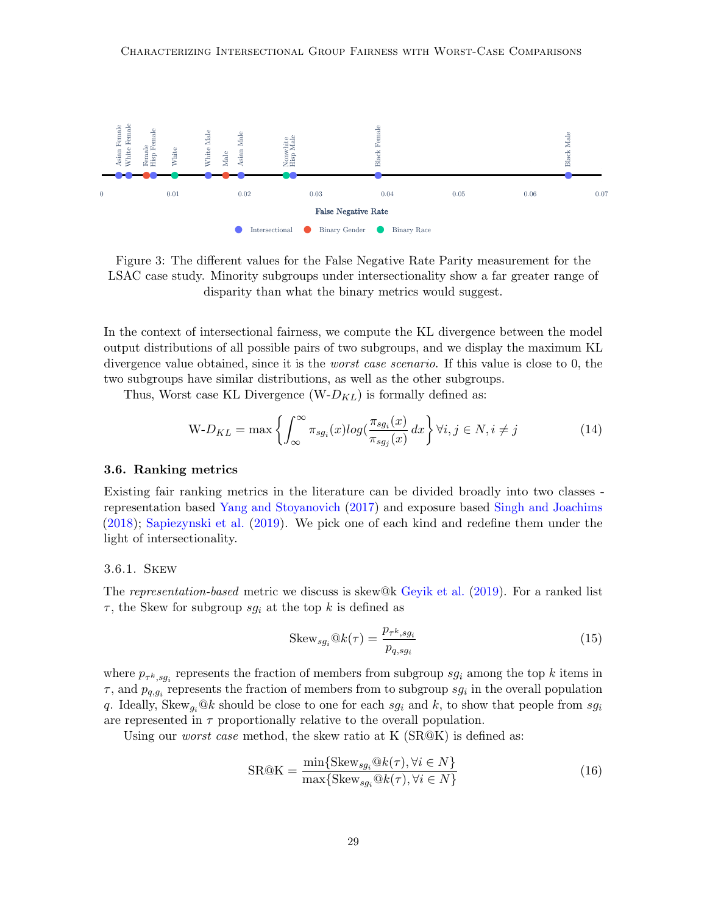Figure 3: The different values for the False Negative Rate Parity measurement for the LSAC case study. Minority subgroups under intersectionality show a far greater range of disparity than what the binary metrics would suggest.

In the context of intersectional fairness, we compute the KL divergence between the model output distributions of all possible pairs of two subgroups, and we display the maximum KL divergence value obtained, since it is the *worst case scenario*. If this value is close to 0, the two subgroups have similar distributions, as well as the other subgroups.

Thus, Worst case KL Divergence (W-$D_{KL}$) is formally defined as:

$$\text{W-}D_{KL} = \max \left\{ \int_{\infty}^{\infty} \pi_{sg_i}(x) log(\frac{\pi_{sg_i}(x)}{\pi_{sg_j}(x)} \, dx \right\} \forall i, j \in N, i \neq j \tag{14}$$

### 3.6. Ranking metrics

Existing fair ranking metrics in the literature can be divided broadly into two classes - representation based Yang and Stoyanovich (2017) and exposure based Singh and Joachims (2018); Sapiezynski et al. (2019). We pick one of each kind and redefine them under the light of intersectionality.

#### 3.6.1. Skew

The *representation-based* metric we discuss is skew@k Geyik et al. (2019). For a ranked list $\tau$, the Skew for subgroup $sg_i$ at the top $k$ is defined as

$$\text{Skew}_{sg_i}@k(\tau) = \frac{p_{\tau^k, sg_i}}{p_{q, sg_i}} \tag{15}$$

where $p_{\tau^k, sg_i}$ represents the fraction of members from subgroup $sg_i$ among the top $k$ items in $\tau$, and $p_{q,g_i}$ represents the fraction of members from to subgroup $sg_i$ in the overall population $q$. Ideally, $\text{Skew}_{g_i}@k$ should be close to one for each $sg_i$ and $k$, to show that people from $sg_i$ are represented in $\tau$ proportionally relative to the overall population.

Using our *worst case* method, the skew ratio at K (SR@K) is defined as:

$$\text{SR@K} = \frac{\min\{\text{Skew}_{sg_i}@k(\tau), \forall i \in N\}}{\max\{\text{Skew}_{sg_i}@k(\tau), \forall i \in N\}} \tag{16}$$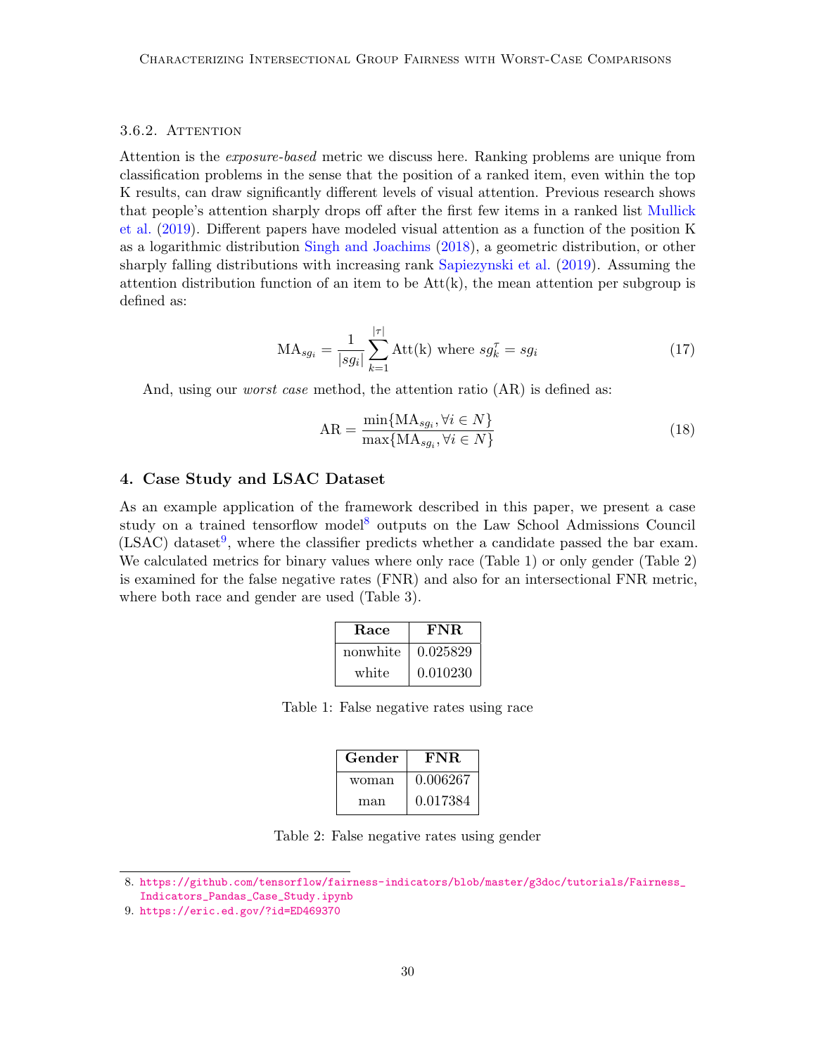### 3.6.2. Attention

Attention is the *exposure-based* metric we discuss here. Ranking problems are unique from classification problems in the sense that the position of a ranked item, even within the top K results, can draw significantly different levels of visual attention. Previous research shows that people's attention sharply drops off after the first few items in a ranked list Mullick et al. (2019). Different papers have modeled visual attention as a function of the position K as a logarithmic distribution Singh and Joachims (2018), a geometric distribution, or other sharply falling distributions with increasing rank Sapiezynski et al. (2019). Assuming the attention distribution function of an item to be Att(k), the mean attention per subgroup is defined as:

$$\text{MA}_{sg_i} = \frac{1}{|sg_i|} \sum_{k=1}^{|\tau|} \text{Att(k) where } sg_k^{\tau} = sg_i \tag{17}$$

And, using our *worst case* method, the attention ratio (AR) is defined as:

$$\text{AR} = \frac{\min\{\text{MA}_{sg_i}, \forall i \in N\}}{\max\{\text{MA}_{sg_i}, \forall i \in N\}} \tag{18}$$

## 4. Case Study and LSAC Dataset

As an example application of the framework described in this paper, we present a case study on a trained tensorflow model[8] outputs on the Law School Admissions Council (LSAC) dataset[9], where the classifier predicts whether a candidate passed the bar exam. We calculated metrics for binary values where only race (Table 1) or only gender (Table 2) is examined for the false negative rates (FNR) and also for an intersectional FNR metric, where both race and gender are used (Table 3).

| Race | FNR |
|---|---|
| nonwhite | 0.025829 |
| white | 0.010230 |

Table 1: False negative rates using race

| Gender | FNR |
|---|---|
| woman | 0.006267 |
| man | 0.017384 |

Table 2: False negative rates using gender

8. https://github.com/tensorflow/fairness-indicators/blob/master/g3doc/tutorials/Fairness_Indicators_Pandas_Case_Study.ipynb
9. https://eric.ed.gov/?id=ED469370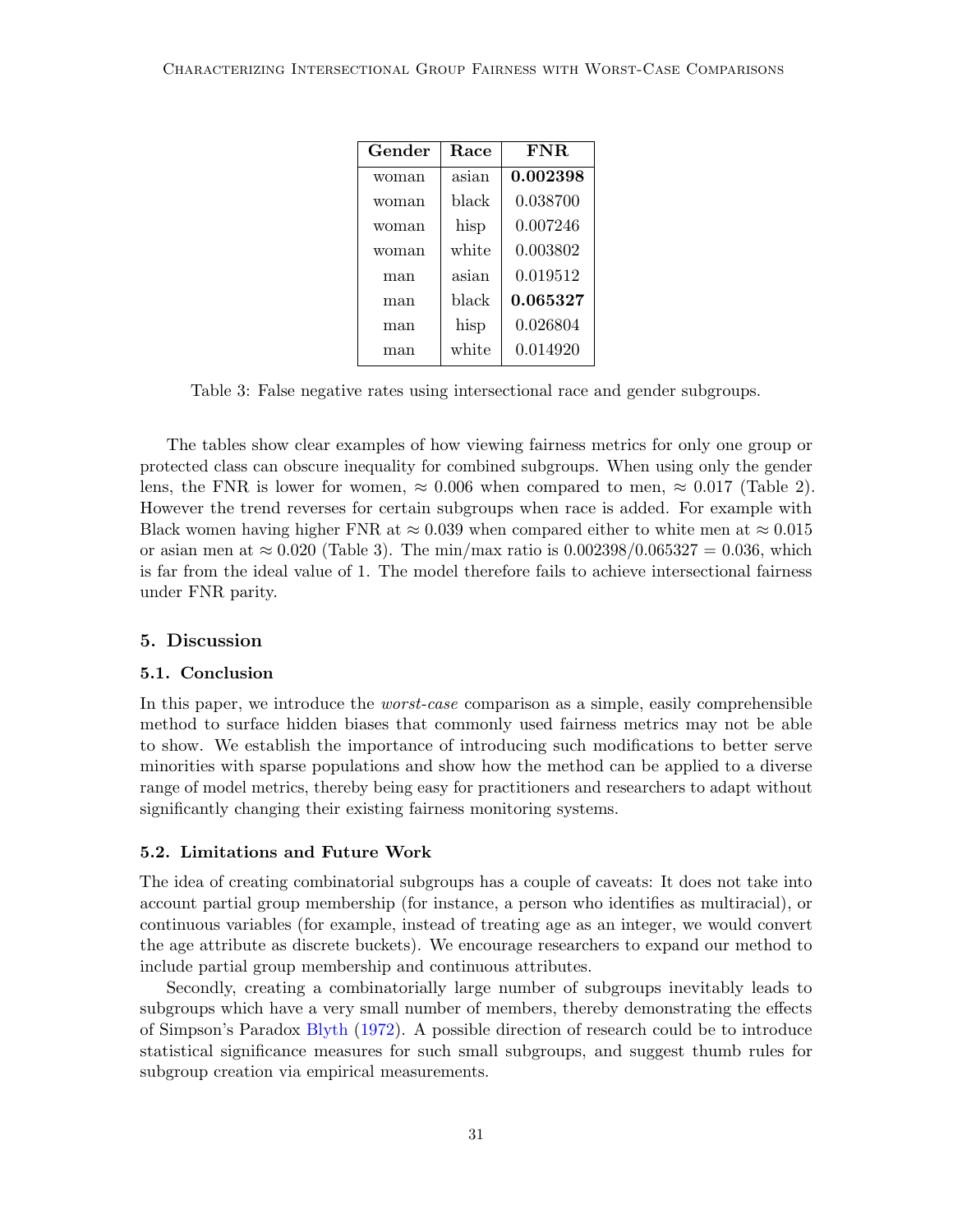| Gender | Race | FNR |
| --- | --- | --- |
| woman | asian | **0.002398** |
| woman | black | 0.038700 |
| woman | hisp | 0.007246 |
| woman | white | 0.003802 |
| man | asian | 0.019512 |
| man | black | **0.065327** |
| man | hisp | 0.026804 |
| man | white | 0.014920 |

Table 3: False negative rates using intersectional race and gender subgroups.

The tables show clear examples of how viewing fairness metrics for only one group or protected class can obscure inequality for combined subgroups. When using only the gender lens, the FNR is lower for women, $\approx 0.006$ when compared to men, $\approx 0.017$ (Table 2). However the trend reverses for certain subgroups when race is added. For example with Black women having higher FNR at $\approx 0.039$ when compared either to white men at $\approx 0.015$ or asian men at $\approx 0.020$ (Table 3). The min/max ratio is $0.002398/0.065327 = 0.036$, which is far from the ideal value of 1. The model therefore fails to achieve intersectional fairness under FNR parity.

## 5. Discussion

### 5.1. Conclusion

In this paper, we introduce the *worst-case* comparison as a simple, easily comprehensible method to surface hidden biases that commonly used fairness metrics may not be able to show. We establish the importance of introducing such modifications to better serve minorities with sparse populations and show how the method can be applied to a diverse range of model metrics, thereby being easy for practitioners and researchers to adapt without significantly changing their existing fairness monitoring systems.

### 5.2. Limitations and Future Work

The idea of creating combinatorial subgroups has a couple of caveats: It does not take into account partial group membership (for instance, a person who identifies as multiracial), or continuous variables (for example, instead of treating age as an integer, we would convert the age attribute as discrete buckets). We encourage researchers to expand our method to include partial group membership and continuous attributes.

Secondly, creating a combinatorially large number of subgroups inevitably leads to subgroups which have a very small number of members, thereby demonstrating the effects of Simpson's Paradox Blyth (1972). A possible direction of research could be to introduce statistical significance measures for such small subgroups, and suggest thumb rules for subgroup creation via empirical measurements.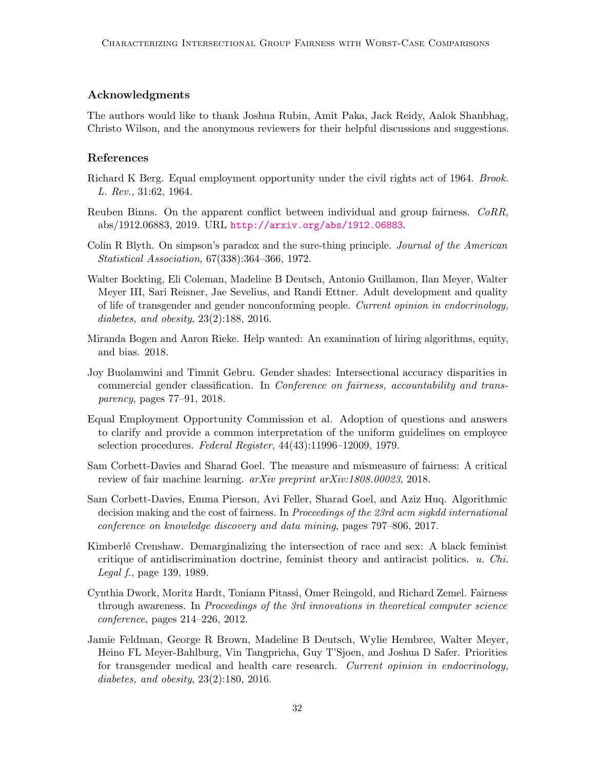## Acknowledgments

The authors would like to thank Joshua Rubin, Amit Paka, Jack Reidy, Aalok Shanbhag, Christo Wilson, and the anonymous reviewers for their helpful discussions and suggestions.

## References

Richard K Berg. Equal employment opportunity under the civil rights act of 1964. *Brook. L. Rev.*, 31:62, 1964.

Reuben Binns. On the apparent conflict between individual and group fairness. *CoRR*, abs/1912.06883, 2019. URL http://arxiv.org/abs/1912.06883.

Colin R Blyth. On simpson's paradox and the sure-thing principle. *Journal of the American Statistical Association*, 67(338):364–366, 1972.

Walter Bockting, Eli Coleman, Madeline B Deutsch, Antonio Guillamon, Ilan Meyer, Walter Meyer III, Sari Reisner, Jae Sevelius, and Randi Ettner. Adult development and quality of life of transgender and gender nonconforming people. *Current opinion in endocrinology, diabetes, and obesity*, 23(2):188, 2016.

Miranda Bogen and Aaron Rieke. Help wanted: An examination of hiring algorithms, equity, and bias. 2018.

Joy Buolamwini and Timnit Gebru. Gender shades: Intersectional accuracy disparities in commercial gender classification. In *Conference on fairness, accountability and transparency*, pages 77–91, 2018.

Equal Employment Opportunity Commission et al. Adoption of questions and answers to clarify and provide a common interpretation of the uniform guidelines on employee selection procedures. *Federal Register*, 44(43):11996–12009, 1979.

Sam Corbett-Davies and Sharad Goel. The measure and mismeasure of fairness: A critical review of fair machine learning. *arXiv preprint arXiv:1808.00023*, 2018.

Sam Corbett-Davies, Emma Pierson, Avi Feller, Sharad Goel, and Aziz Huq. Algorithmic decision making and the cost of fairness. In *Proceedings of the 23rd acm sigkdd international conference on knowledge discovery and data mining*, pages 797–806, 2017.

Kimberlé Crenshaw. Demarginalizing the intersection of race and sex: A black feminist critique of antidiscrimination doctrine, feminist theory and antiracist politics. *u. Chi. Legal f.*, page 139, 1989.

Cynthia Dwork, Moritz Hardt, Toniann Pitassi, Omer Reingold, and Richard Zemel. Fairness through awareness. In *Proceedings of the 3rd innovations in theoretical computer science conference*, pages 214–226, 2012.

Jamie Feldman, George R Brown, Madeline B Deutsch, Wylie Hembree, Walter Meyer, Heino FL Meyer-Bahlburg, Vin Tangpricha, Guy T'Sjoen, and Joshua D Safer. Priorities for transgender medical and health care research. *Current opinion in endocrinology, diabetes, and obesity*, 23(2):180, 2016.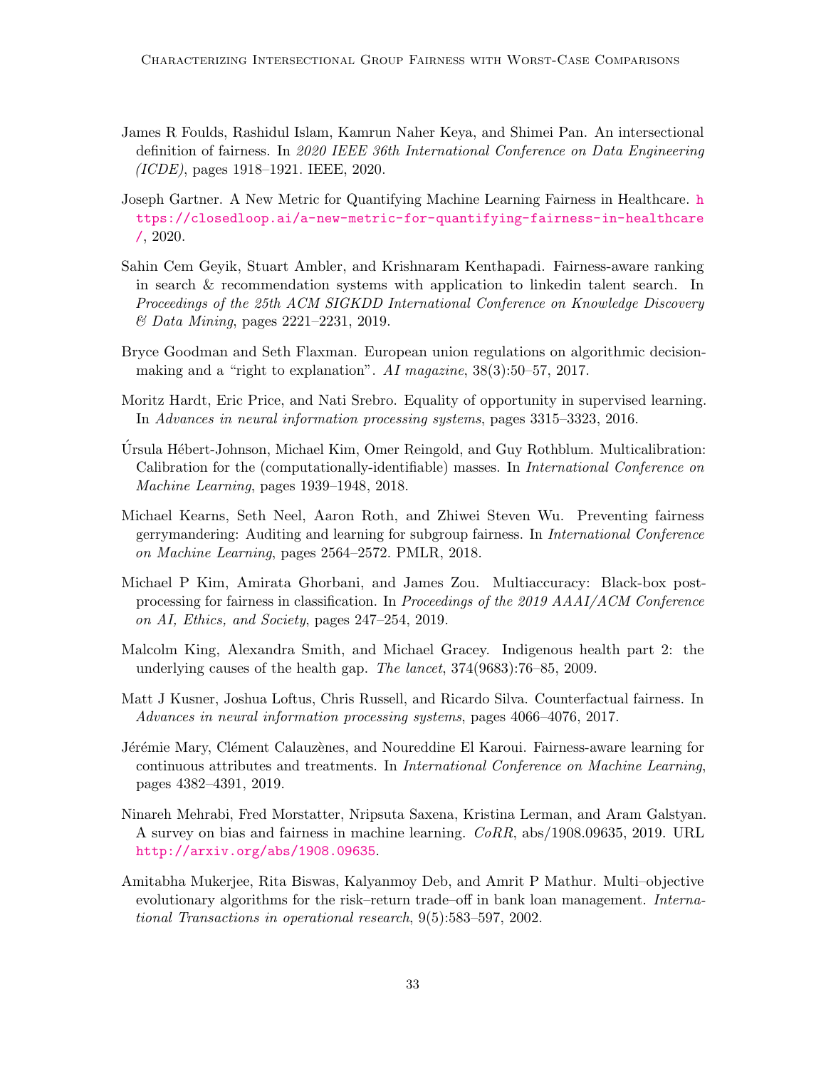James R Foulds, Rashidul Islam, Kamrun Naher Keya, and Shimei Pan. An intersectional definition of fairness. In *2020 IEEE 36th International Conference on Data Engineering (ICDE)*, pages 1918–1921. IEEE, 2020.

Joseph Gartner. A New Metric for Quantifying Machine Learning Fairness in Healthcare. https://closedloop.ai/a-new-metric-for-quantifying-fairness-in-healthcare/, 2020.

Sahin Cem Geyik, Stuart Ambler, and Krishnaram Kenthapadi. Fairness-aware ranking in search & recommendation systems with application to linkedin talent search. In *Proceedings of the 25th ACM SIGKDD International Conference on Knowledge Discovery & Data Mining*, pages 2221–2231, 2019.

Bryce Goodman and Seth Flaxman. European union regulations on algorithmic decision-making and a "right to explanation". *AI magazine*, 38(3):50–57, 2017.

Moritz Hardt, Eric Price, and Nati Srebro. Equality of opportunity in supervised learning. In *Advances in neural information processing systems*, pages 3315–3323, 2016.

Úrsula Hébert-Johnson, Michael Kim, Omer Reingold, and Guy Rothblum. Multicalibration: Calibration for the (computationally-identifiable) masses. In *International Conference on Machine Learning*, pages 1939–1948, 2018.

Michael Kearns, Seth Neel, Aaron Roth, and Zhiwei Steven Wu. Preventing fairness gerrymandering: Auditing and learning for subgroup fairness. In *International Conference on Machine Learning*, pages 2564–2572. PMLR, 2018.

Michael P Kim, Amirata Ghorbani, and James Zou. Multiaccuracy: Black-box post-processing for fairness in classification. In *Proceedings of the 2019 AAAI/ACM Conference on AI, Ethics, and Society*, pages 247–254, 2019.

Malcolm King, Alexandra Smith, and Michael Gracey. Indigenous health part 2: the underlying causes of the health gap. *The lancet*, 374(9683):76–85, 2009.

Matt J Kusner, Joshua Loftus, Chris Russell, and Ricardo Silva. Counterfactual fairness. In *Advances in neural information processing systems*, pages 4066–4076, 2017.

Jérémie Mary, Clément Calauzènes, and Noureddine El Karoui. Fairness-aware learning for continuous attributes and treatments. In *International Conference on Machine Learning*, pages 4382–4391, 2019.

Ninareh Mehrabi, Fred Morstatter, Nripsuta Saxena, Kristina Lerman, and Aram Galstyan. A survey on bias and fairness in machine learning. *CoRR*, abs/1908.09635, 2019. URL http://arxiv.org/abs/1908.09635.

Amitabha Mukerjee, Rita Biswas, Kalyanmoy Deb, and Amrit P Mathur. Multi–objective evolutionary algorithms for the risk–return trade–off in bank loan management. *International Transactions in operational research*, 9(5):583–597, 2002.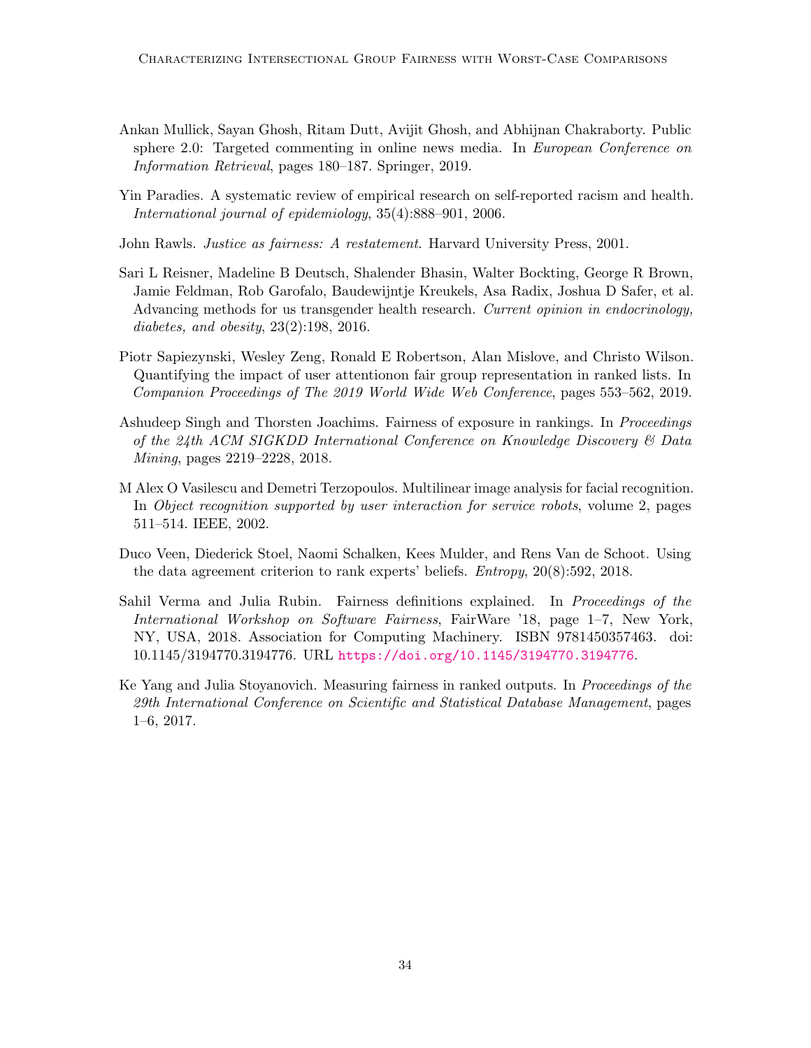Ankan Mullick, Sayan Ghosh, Ritam Dutt, Avijit Ghosh, and Abhijnan Chakraborty. Public sphere 2.0: Targeted commenting in online news media. In *European Conference on Information Retrieval*, pages 180–187. Springer, 2019.

Yin Paradies. A systematic review of empirical research on self-reported racism and health. *International journal of epidemiology*, 35(4):888–901, 2006.

John Rawls. *Justice as fairness: A restatement*. Harvard University Press, 2001.

Sari L Reisner, Madeline B Deutsch, Shalender Bhasin, Walter Bockting, George R Brown, Jamie Feldman, Rob Garofalo, Baudewijntje Kreukels, Asa Radix, Joshua D Safer, et al. Advancing methods for us transgender health research. *Current opinion in endocrinology, diabetes, and obesity*, 23(2):198, 2016.

Piotr Sapiezynski, Wesley Zeng, Ronald E Robertson, Alan Mislove, and Christo Wilson. Quantifying the impact of user attentionon fair group representation in ranked lists. In *Companion Proceedings of The 2019 World Wide Web Conference*, pages 553–562, 2019.

Ashudeep Singh and Thorsten Joachims. Fairness of exposure in rankings. In *Proceedings of the 24th ACM SIGKDD International Conference on Knowledge Discovery & Data Mining*, pages 2219–2228, 2018.

M Alex O Vasilescu and Demetri Terzopoulos. Multilinear image analysis for facial recognition. In *Object recognition supported by user interaction for service robots*, volume 2, pages 511–514. IEEE, 2002.

Duco Veen, Diederick Stoel, Naomi Schalken, Kees Mulder, and Rens Van de Schoot. Using the data agreement criterion to rank experts' beliefs. *Entropy*, 20(8):592, 2018.

Sahil Verma and Julia Rubin. Fairness definitions explained. In *Proceedings of the International Workshop on Software Fairness*, FairWare '18, page 1–7, New York, NY, USA, 2018. Association for Computing Machinery. ISBN 9781450357463. doi: 10.1145/3194770.3194776. URL https://doi.org/10.1145/3194770.3194776.

Ke Yang and Julia Stoyanovich. Measuring fairness in ranked outputs. In *Proceedings of the 29th International Conference on Scientific and Statistical Database Management*, pages 1–6, 2017.